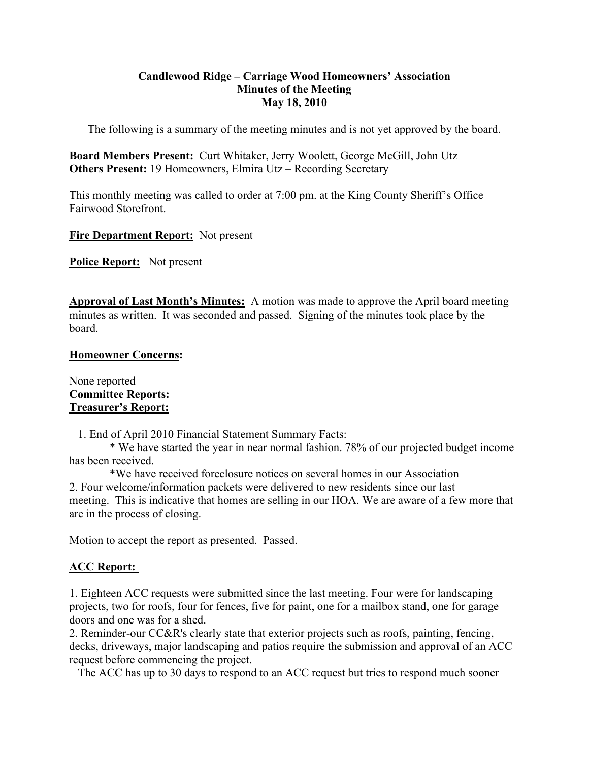**Candlewood Ridge – Carriage Wood Homeowners' Association**
**Minutes of the Meeting**
**May 18, 2010**

The following is a summary of the meeting minutes and is not yet approved by the board.

**Board Members Present:** Curt Whitaker, Jerry Woolett, George McGill, John Utz
**Others Present:** 19 Homeowners, Elmira Utz – Recording Secretary

This monthly meeting was called to order at 7:00 pm. at the King County Sheriff's Office – Fairwood Storefront.

**Fire Department Report:** Not present

**Police Report:** Not present

**Approval of Last Month's Minutes:** A motion was made to approve the April board meeting minutes as written. It was seconded and passed. Signing of the minutes took place by the board.

**Homeowner Concerns:**

None reported

**Committee Reports:**

**Treasurer's Report:**

1. End of April 2010 Financial Statement Summary Facts:
   * We have started the year in near normal fashion. 78% of our projected budget income has been received.
   *We have received foreclosure notices on several homes in our Association
2. Four welcome/information packets were delivered to new residents since our last meeting. This is indicative that homes are selling in our HOA. We are aware of a few more that are in the process of closing.

Motion to accept the report as presented. Passed.

**ACC Report:**

1. Eighteen ACC requests were submitted since the last meeting. Four were for landscaping projects, two for roofs, four for fences, five for paint, one for a mailbox stand, one for garage doors and one was for a shed.
2. Reminder-our CC&R's clearly state that exterior projects such as roofs, painting, fencing, decks, driveways, major landscaping and patios require the submission and approval of an ACC request before commencing the project.

The ACC has up to 30 days to respond to an ACC request but tries to respond much sooner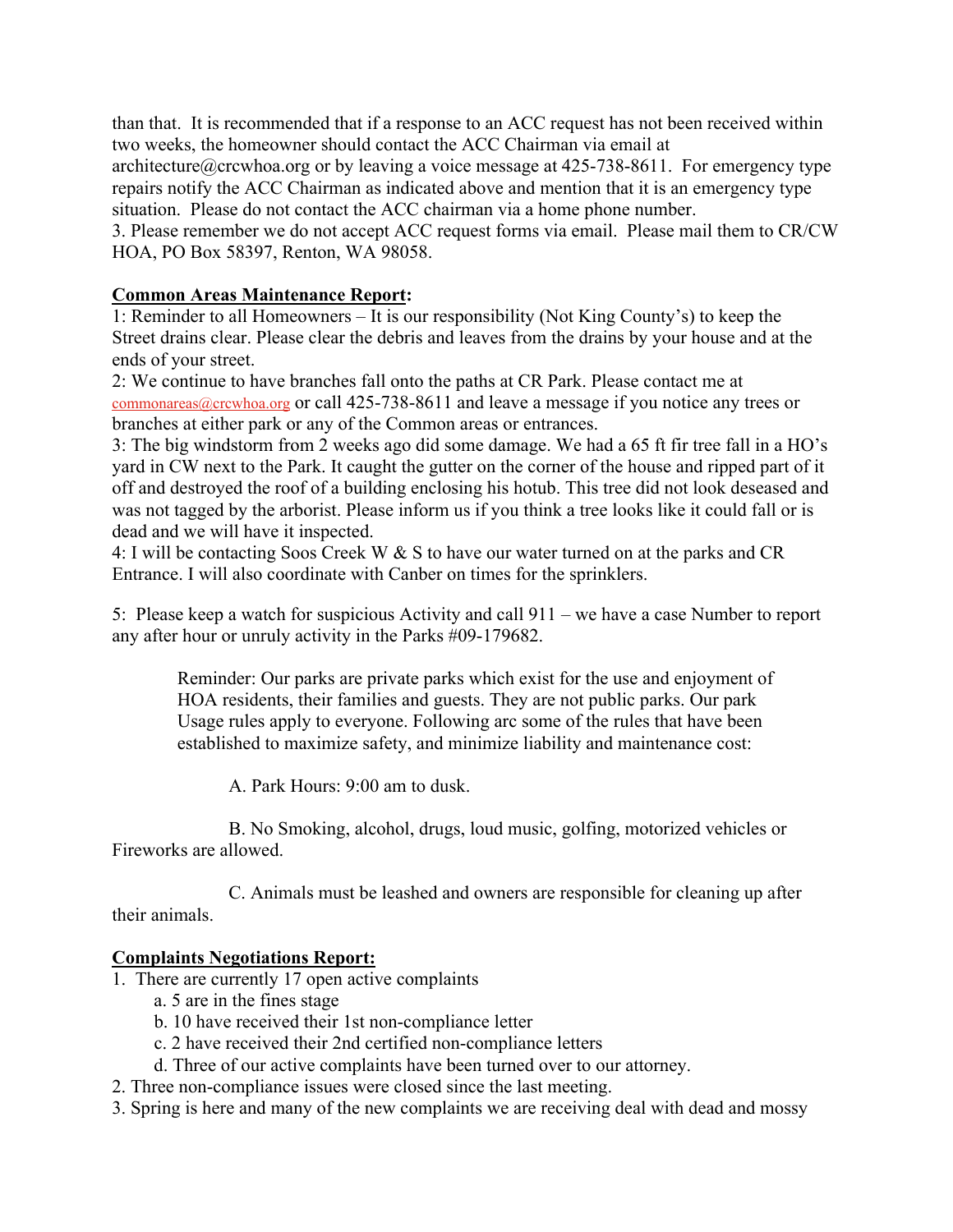than that. It is recommended that if a response to an ACC request has not been received within two weeks, the homeowner should contact the ACC Chairman via email at architecture@crcwhoa.org or by leaving a voice message at 425-738-8611. For emergency type repairs notify the ACC Chairman as indicated above and mention that it is an emergency type situation. Please do not contact the ACC chairman via a home phone number.

3. Please remember we do not accept ACC request forms via email. Please mail them to CR/CW HOA, PO Box 58397, Renton, WA 98058.

**Common Areas Maintenance Report:**

1: Reminder to all Homeowners – It is our responsibility (Not King County's) to keep the Street drains clear. Please clear the debris and leaves from the drains by your house and at the ends of your street.

2: We continue to have branches fall onto the paths at CR Park. Please contact me at commonareas@crcwhoa.org or call 425-738-8611 and leave a message if you notice any trees or branches at either park or any of the Common areas or entrances.

3: The big windstorm from 2 weeks ago did some damage. We had a 65 ft fir tree fall in a HO's yard in CW next to the Park. It caught the gutter on the corner of the house and ripped part of it off and destroyed the roof of a building enclosing his hotub. This tree did not look deseased and was not tagged by the arborist. Please inform us if you think a tree looks like it could fall or is dead and we will have it inspected.

4: I will be contacting Soos Creek W & S to have our water turned on at the parks and CR Entrance. I will also coordinate with Canber on times for the sprinklers.

5: Please keep a watch for suspicious Activity and call 911 – we have a case Number to report any after hour or unruly activity in the Parks #09-179682.

> Reminder: Our parks are private parks which exist for the use and enjoyment of HOA residents, their families and guests. They are not public parks. Our park Usage rules apply to everyone. Following arc some of the rules that have been established to maximize safety, and minimize liability and maintenance cost:
>
> A. Park Hours: 9:00 am to dusk.
>
> B. No Smoking, alcohol, drugs, loud music, golfing, motorized vehicles or Fireworks are allowed.
>
> C. Animals must be leashed and owners are responsible for cleaning up after their animals.

**Complaints Negotiations Report:**

1. There are currently 17 open active complaints
   a. 5 are in the fines stage
   b. 10 have received their 1st non-compliance letter
   c. 2 have received their 2nd certified non-compliance letters
   d. Three of our active complaints have been turned over to our attorney.
2. Three non-compliance issues were closed since the last meeting.
3. Spring is here and many of the new complaints we are receiving deal with dead and mossy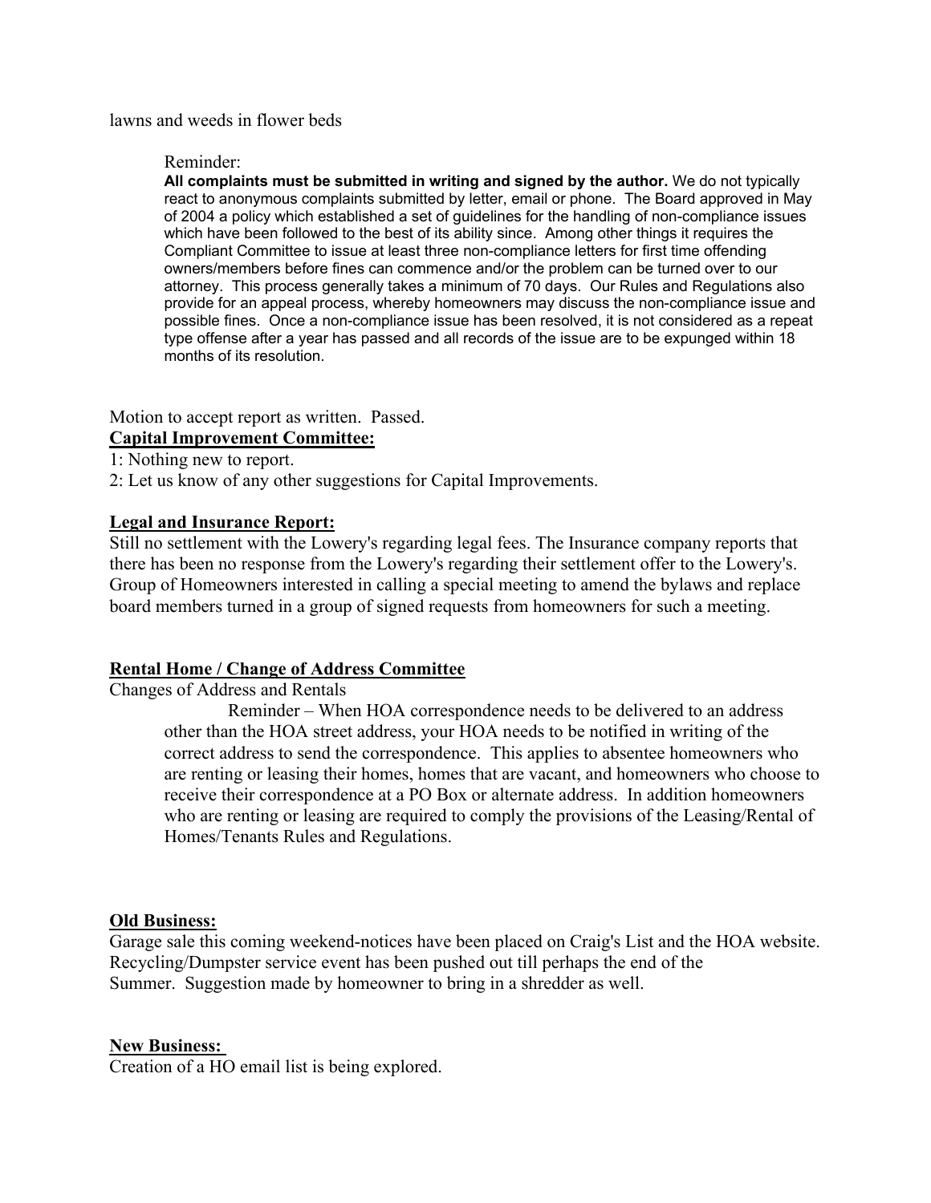lawns and weeds in flower beds

> Reminder:
> **All complaints must be submitted in writing and signed by the author.** We do not typically react to anonymous complaints submitted by letter, email or phone. The Board approved in May of 2004 a policy which established a set of guidelines for the handling of non-compliance issues which have been followed to the best of its ability since. Among other things it requires the Compliant Committee to issue at least three non-compliance letters for first time offending owners/members before fines can commence and/or the problem can be turned over to our attorney. This process generally takes a minimum of 70 days. Our Rules and Regulations also provide for an appeal process, whereby homeowners may discuss the non-compliance issue and possible fines. Once a non-compliance issue has been resolved, it is not considered as a repeat type offense after a year has passed and all records of the issue are to be expunged within 18 months of its resolution.

Motion to accept report as written. Passed.

**Capital Improvement Committee:**

1: Nothing new to report.
2: Let us know of any other suggestions for Capital Improvements.

**Legal and Insurance Report:**

Still no settlement with the Lowery's regarding legal fees. The Insurance company reports that there has been no response from the Lowery's regarding their settlement offer to the Lowery's. Group of Homeowners interested in calling a special meeting to amend the bylaws and replace board members turned in a group of signed requests from homeowners for such a meeting.

**Rental Home / Change of Address Committee**

Changes of Address and Rentals

> Reminder – When HOA correspondence needs to be delivered to an address other than the HOA street address, your HOA needs to be notified in writing of the correct address to send the correspondence. This applies to absentee homeowners who are renting or leasing their homes, homes that are vacant, and homeowners who choose to receive their correspondence at a PO Box or alternate address. In addition homeowners who are renting or leasing are required to comply the provisions of the Leasing/Rental of Homes/Tenants Rules and Regulations.

**Old Business:**

Garage sale this coming weekend-notices have been placed on Craig's List and the HOA website. Recycling/Dumpster service event has been pushed out till perhaps the end of the Summer. Suggestion made by homeowner to bring in a shredder as well.

**New Business:**

Creation of a HO email list is being explored.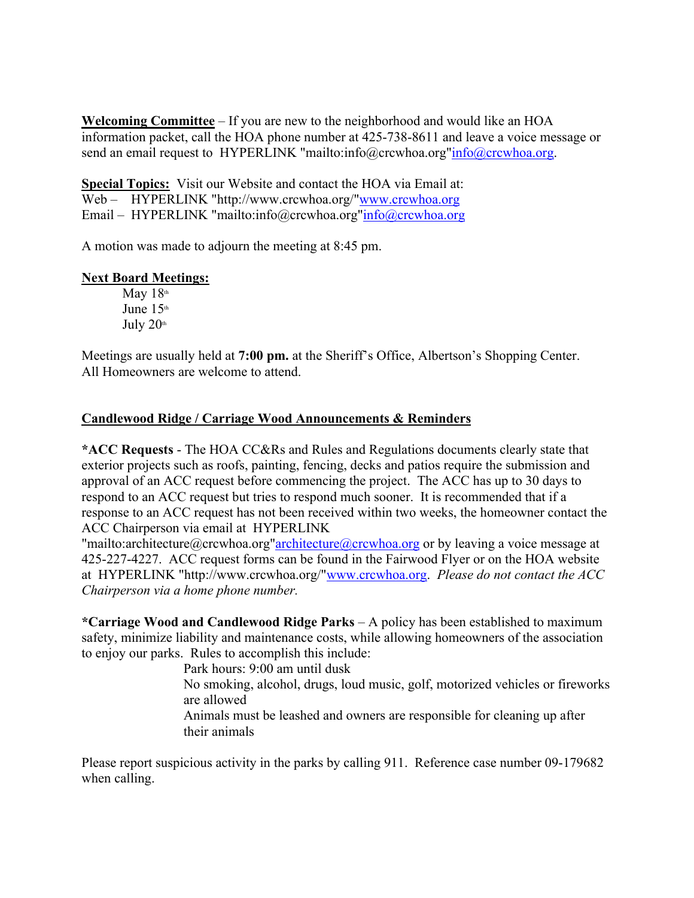**Welcoming Committee** – If you are new to the neighborhood and would like an HOA information packet, call the HOA phone number at 425-738-8611 and leave a voice message or send an email request to HYPERLINK "mailto:info@crcwhoa.org"info@crcwhoa.org.

**Special Topics:** Visit our Website and contact the HOA via Email at:
Web – HYPERLINK "http://www.crcwhoa.org/"www.crcwhoa.org
Email – HYPERLINK "mailto:info@crcwhoa.org"info@crcwhoa.org

A motion was made to adjourn the meeting at 8:45 pm.

**Next Board Meetings:**

May 18th
June 15th
July 20th

Meetings are usually held at **7:00 pm.** at the Sheriff's Office, Albertson's Shopping Center. All Homeowners are welcome to attend.

**Candlewood Ridge / Carriage Wood Announcements & Reminders**

***ACC Requests** - The HOA CC&Rs and Rules and Regulations documents clearly state that exterior projects such as roofs, painting, fencing, decks and patios require the submission and approval of an ACC request before commencing the project. The ACC has up to 30 days to respond to an ACC request but tries to respond much sooner. It is recommended that if a response to an ACC request has not been received within two weeks, the homeowner contact the ACC Chairperson via email at HYPERLINK "mailto:architecture@crcwhoa.org"architecture@crcwhoa.org or by leaving a voice message at 425-227-4227. ACC request forms can be found in the Fairwood Flyer or on the HOA website at HYPERLINK "http://www.crcwhoa.org/"www.crcwhoa.org. *Please do not contact the ACC Chairperson via a home phone number.*

***Carriage Wood and Candlewood Ridge Parks** – A policy has been established to maximum safety, minimize liability and maintenance costs, while allowing homeowners of the association to enjoy our parks. Rules to accomplish this include:

Park hours: 9:00 am until dusk
No smoking, alcohol, drugs, loud music, golf, motorized vehicles or fireworks are allowed
Animals must be leashed and owners are responsible for cleaning up after their animals

Please report suspicious activity in the parks by calling 911. Reference case number 09-179682 when calling.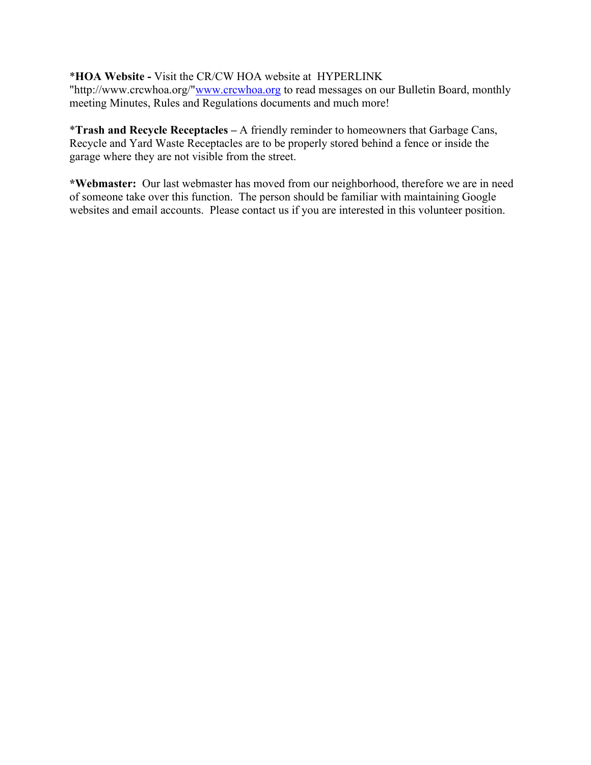*__HOA Website -__ Visit the CR/CW HOA website at  HYPERLINK "http://www.crcwhoa.org/"www.crcwhoa.org to read messages on our Bulletin Board, monthly meeting Minutes, Rules and Regulations documents and much more!

*__Trash and Recycle Receptacles –__ A friendly reminder to homeowners that Garbage Cans, Recycle and Yard Waste Receptacles are to be properly stored behind a fence or inside the garage where they are not visible from the street.

**\*Webmaster:** Our last webmaster has moved from our neighborhood, therefore we are in need of someone take over this function.  The person should be familiar with maintaining Google websites and email accounts.  Please contact us if you are interested in this volunteer position.